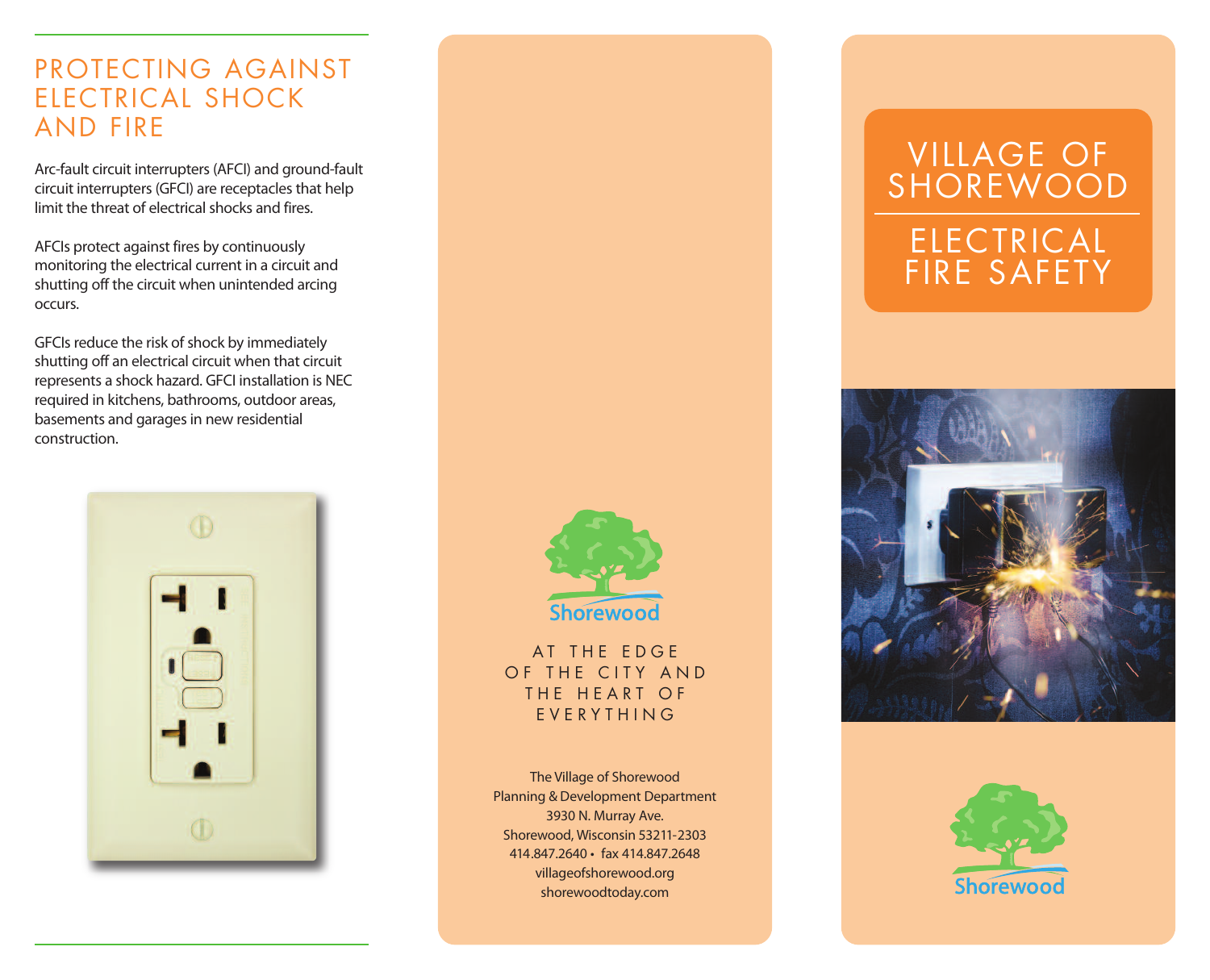## PROTECTING AGAINST ELECTRICAL SHOCK AND FIRE

Arc-fault circuit interrupters (AFCI) and ground-fault circuit interrupters (GFCI) are receptacles that help limit the threat of electrical shocks and fires.

AFCIs protect against fires by continuously monitoring the electrical current in a circuit and shutting off the circuit when unintended arcing occurs.

GFCIs reduce the risk of shock by immediately shutting off an electrical circuit when that circuit represents a shock hazard. GFCI installation is NEC required in kitchens, bathrooms, outdoor areas, basements and garages in new residential construction.

Shorewood

AT THE EDGE OF THE CITY AND THE HEART OF EVERYTHING

The Village of Shorewood
Planning & Development Department
3930 N. Murray Ave.
Shorewood, Wisconsin 53211-2303
414.847.2640 • fax 414.847.2648
villageofshorewood.org
shorewoodtoday.com

# VILLAGE OF SHOREWOOD

# ELECTRICAL FIRE SAFETY

Shorewood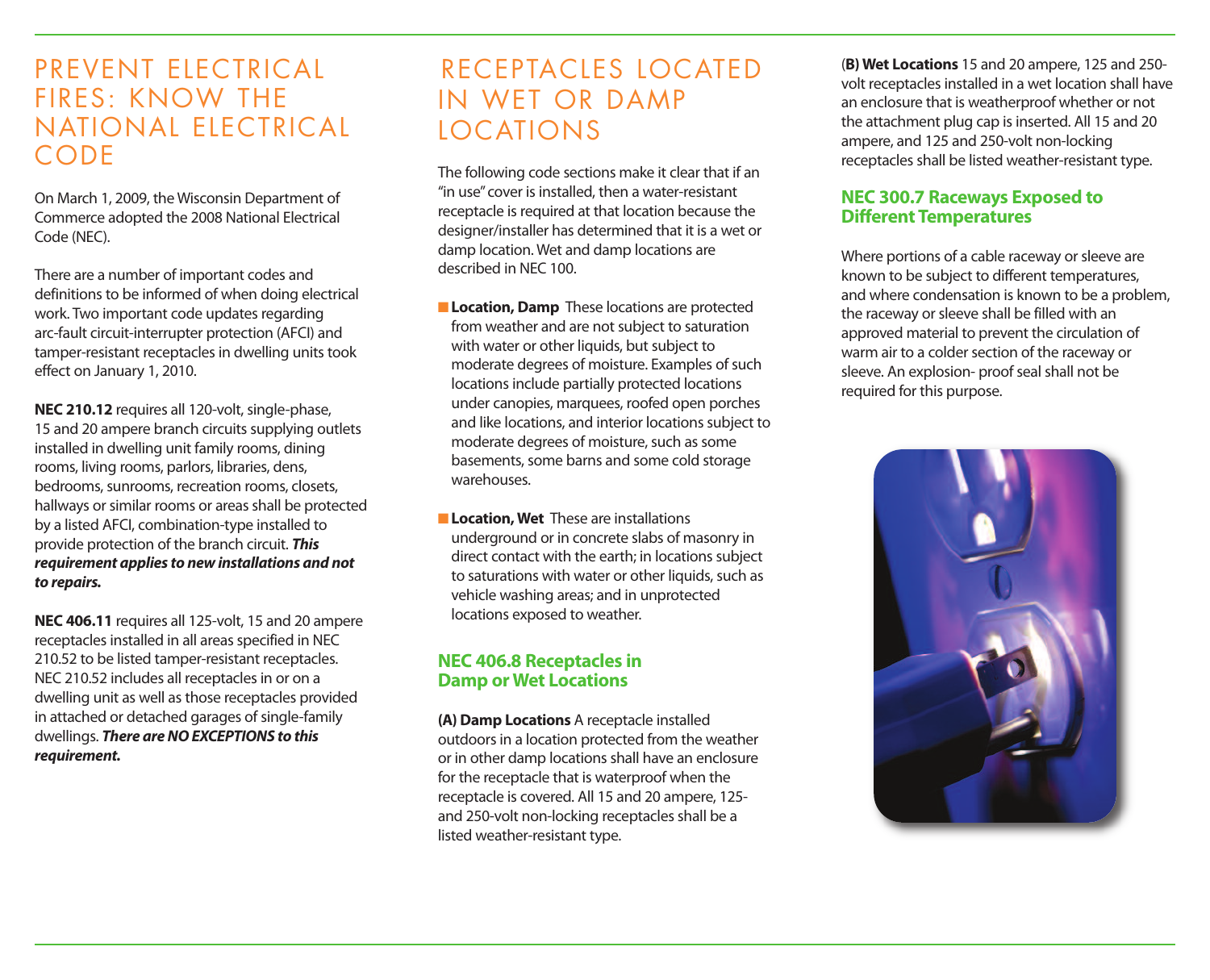# PREVENT ELECTRICAL FIRES: KNOW THE NATIONAL ELECTRICAL CODE

On March 1, 2009, the Wisconsin Department of Commerce adopted the 2008 National Electrical Code (NEC).

There are a number of important codes and definitions to be informed of when doing electrical work. Two important code updates regarding arc-fault circuit-interrupter protection (AFCI) and tamper-resistant receptacles in dwelling units took effect on January 1, 2010.

**NEC 210.12** requires all 120-volt, single-phase, 15 and 20 ampere branch circuits supplying outlets installed in dwelling unit family rooms, dining rooms, living rooms, parlors, libraries, dens, bedrooms, sunrooms, recreation rooms, closets, hallways or similar rooms or areas shall be protected by a listed AFCI, combination-type installed to provide protection of the branch circuit. ***This requirement applies to new installations and not to repairs.***

**NEC 406.11** requires all 125-volt, 15 and 20 ampere receptacles installed in all areas specified in NEC 210.52 to be listed tamper-resistant receptacles. NEC 210.52 includes all receptacles in or on a dwelling unit as well as those receptacles provided in attached or detached garages of single-family dwellings. ***There are NO EXCEPTIONS to this requirement.***

# RECEPTACLES LOCATED IN WET OR DAMP LOCATIONS

The following code sections make it clear that if an "in use" cover is installed, then a water-resistant receptacle is required at that location because the designer/installer has determined that it is a wet or damp location. Wet and damp locations are described in NEC 100.

- **Location, Damp** These locations are protected from weather and are not subject to saturation with water or other liquids, but subject to moderate degrees of moisture. Examples of such locations include partially protected locations under canopies, marquees, roofed open porches and like locations, and interior locations subject to moderate degrees of moisture, such as some basements, some barns and some cold storage warehouses.
- **Location, Wet** These are installations underground or in concrete slabs of masonry in direct contact with the earth; in locations subject to saturations with water or other liquids, such as vehicle washing areas; and in unprotected locations exposed to weather.

## NEC 406.8 Receptacles in Damp or Wet Locations

**(A) Damp Locations** A receptacle installed outdoors in a location protected from the weather or in other damp locations shall have an enclosure for the receptacle that is waterproof when the receptacle is covered. All 15 and 20 ampere, 125- and 250-volt non-locking receptacles shall be a listed weather-resistant type.

(**B) Wet Locations** 15 and 20 ampere, 125 and 250-volt receptacles installed in a wet location shall have an enclosure that is weatherproof whether or not the attachment plug cap is inserted. All 15 and 20 ampere, and 125 and 250-volt non-locking receptacles shall be listed weather-resistant type.

## NEC 300.7 Raceways Exposed to Different Temperatures

Where portions of a cable raceway or sleeve are known to be subject to different temperatures, and where condensation is known to be a problem, the raceway or sleeve shall be filled with an approved material to prevent the circulation of warm air to a colder section of the raceway or sleeve. An explosion- proof seal shall not be required for this purpose.